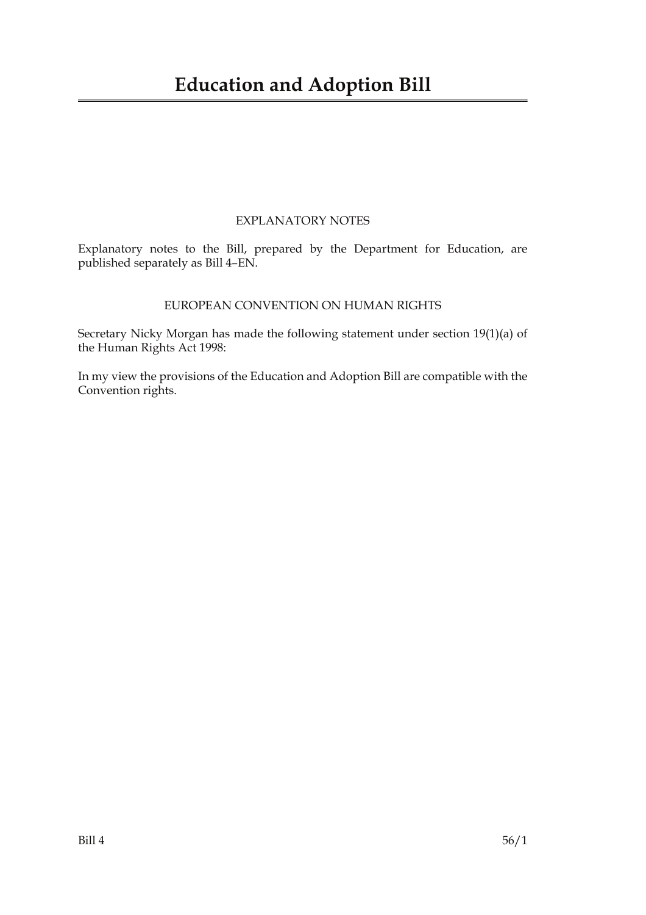# Education and Adoption Bill

## EXPLANATORY NOTES

Explanatory notes to the Bill, prepared by the Department for Education, are published separately as Bill 4–EN.

## EUROPEAN CONVENTION ON HUMAN RIGHTS

Secretary Nicky Morgan has made the following statement under section 19(1)(a) of the Human Rights Act 1998:

In my view the provisions of the Education and Adoption Bill are compatible with the Convention rights.

Bill 4 56/1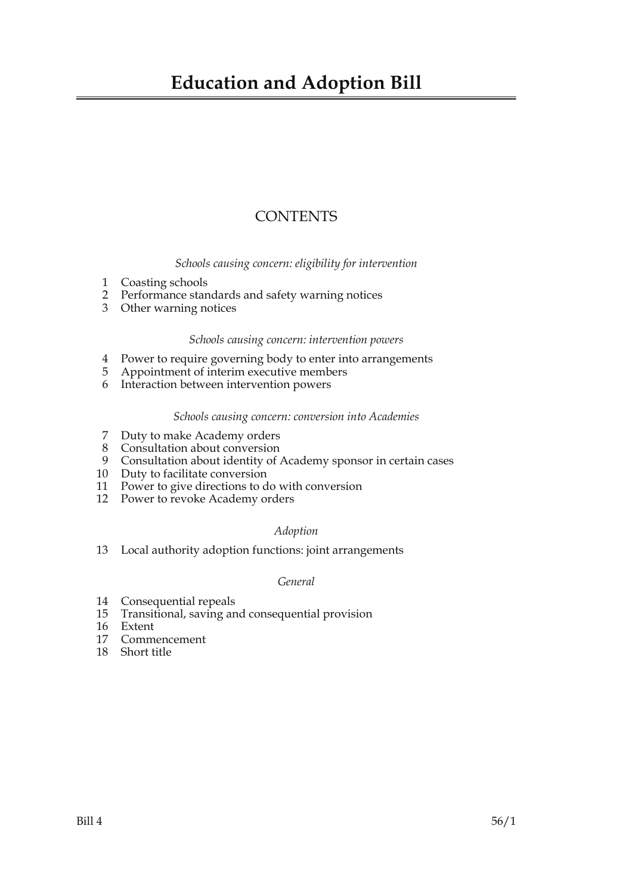# Education and Adoption Bill

## CONTENTS

*Schools causing concern: eligibility for intervention*

1 Coasting schools
2 Performance standards and safety warning notices
3 Other warning notices

*Schools causing concern: intervention powers*

4 Power to require governing body to enter into arrangements
5 Appointment of interim executive members
6 Interaction between intervention powers

*Schools causing concern: conversion into Academies*

7 Duty to make Academy orders
8 Consultation about conversion
9 Consultation about identity of Academy sponsor in certain cases
10 Duty to facilitate conversion
11 Power to give directions to do with conversion
12 Power to revoke Academy orders

*Adoption*

13 Local authority adoption functions: joint arrangements

*General*

14 Consequential repeals
15 Transitional, saving and consequential provision
16 Extent
17 Commencement
18 Short title

Bill 4 56/1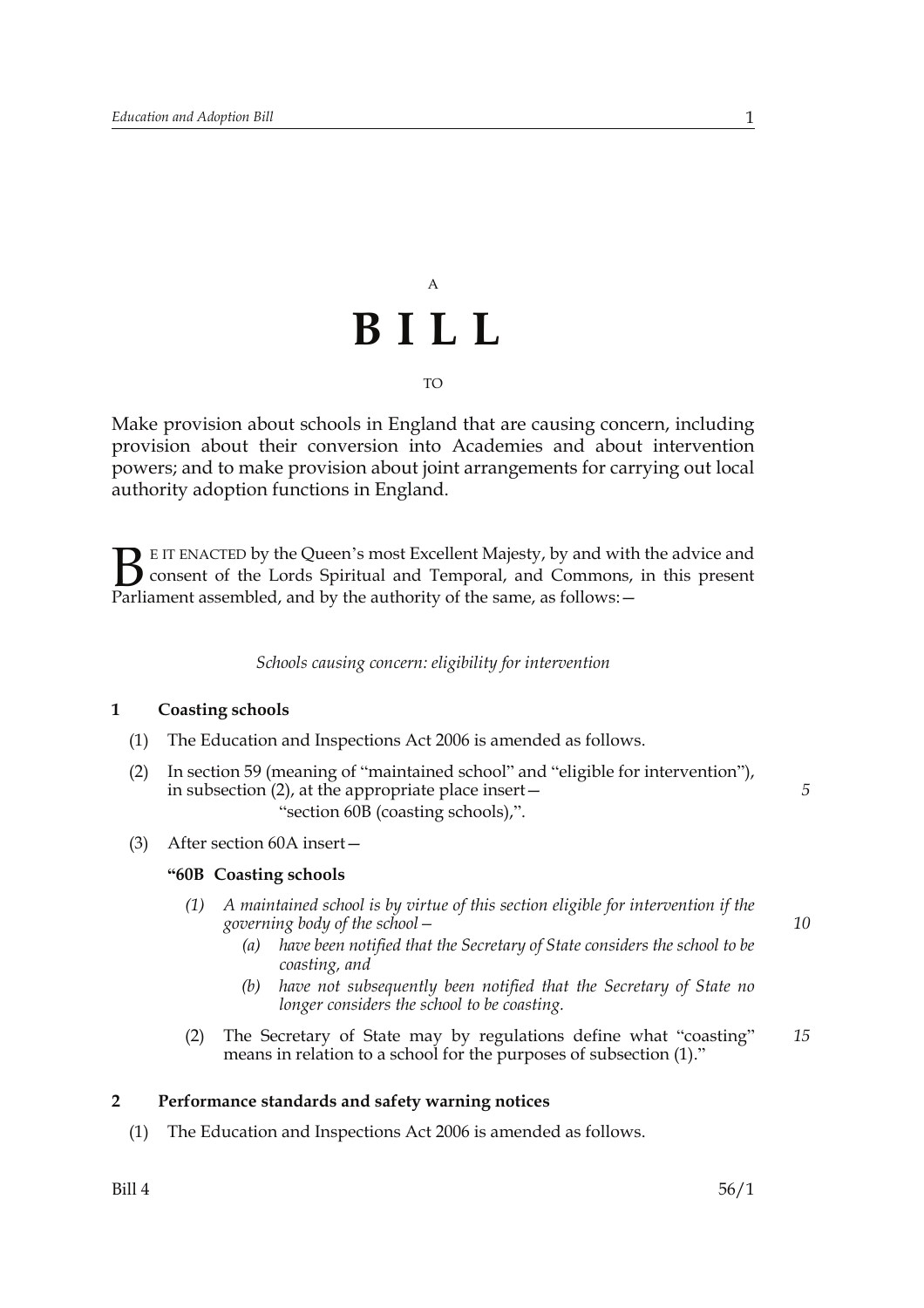A

# B I L L

TO

Make provision about schools in England that are causing concern, including provision about their conversion into Academies and about intervention powers; and to make provision about joint arrangements for carrying out local authority adoption functions in England.

BE IT ENACTED by the Queen's most Excellent Majesty, by and with the advice and consent of the Lords Spiritual and Temporal, and Commons, in this present Parliament assembled, and by the authority of the same, as follows:—

*Schools causing concern: eligibility for intervention*

### 1 Coasting schools

(1) The Education and Inspections Act 2006 is amended as follows.

(2) In section 59 (meaning of "maintained school" and "eligible for intervention"), in subsection (2), at the appropriate place insert—
"section 60B (coasting schools),".

(3) After section 60A insert—

**"60B Coasting schools**

*(1) A maintained school is by virtue of this section eligible for intervention if the governing body of the school—*

*(a) have been notified that the Secretary of State considers the school to be coasting, and*

*(b) have not subsequently been notified that the Secretary of State no longer considers the school to be coasting.*

(2) The Secretary of State may by regulations define what "coasting" means in relation to a school for the purposes of subsection (1)."

### 2 Performance standards and safety warning notices

(1) The Education and Inspections Act 2006 is amended as follows.

Bill 4 56/1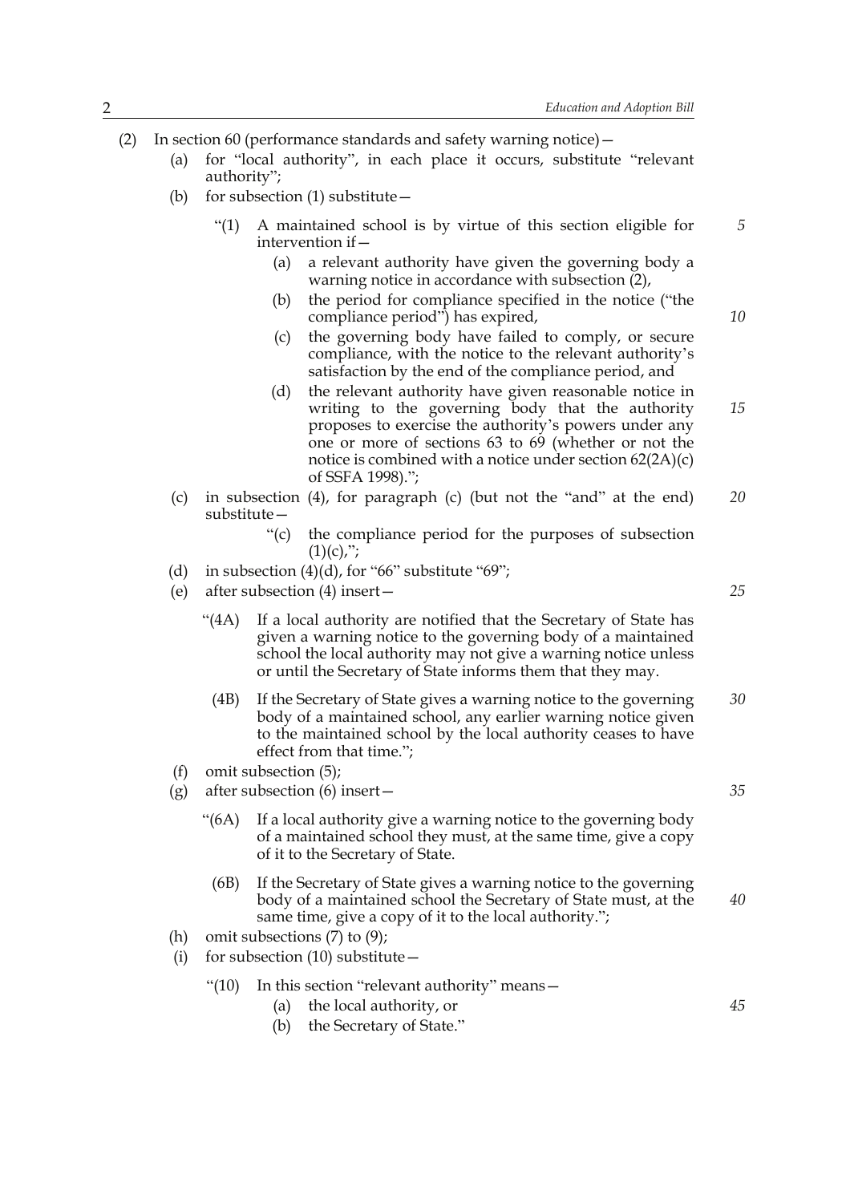(2) In section 60 (performance standards and safety warning notice)—

  (a) for "local authority", in each place it occurs, substitute "relevant authority";

  (b) for subsection (1) substitute—

    "(1) A maintained school is by virtue of this section eligible for intervention if—

      (a) a relevant authority have given the governing body a warning notice in accordance with subsection (2),

      (b) the period for compliance specified in the notice ("the compliance period") has expired,

      (c) the governing body have failed to comply, or secure compliance, with the notice to the relevant authority's satisfaction by the end of the compliance period, and

      (d) the relevant authority have given reasonable notice in writing to the governing body that the authority proposes to exercise the authority's powers under any one or more of sections 63 to 69 (whether or not the notice is combined with a notice under section 62(2A)(c) of SSFA 1998).";

  (c) in subsection (4), for paragraph (c) (but not the "and" at the end) substitute—

      "(c) the compliance period for the purposes of subsection (1)(c),";

  (d) in subsection (4)(d), for "66" substitute "69";

  (e) after subsection (4) insert—

    "(4A) If a local authority are notified that the Secretary of State has given a warning notice to the governing body of a maintained school the local authority may not give a warning notice unless or until the Secretary of State informs them that they may.

    (4B) If the Secretary of State gives a warning notice to the governing body of a maintained school, any earlier warning notice given to the maintained school by the local authority ceases to have effect from that time.";

  (f) omit subsection (5);

  (g) after subsection (6) insert—

    "(6A) If a local authority give a warning notice to the governing body of a maintained school they must, at the same time, give a copy of it to the Secretary of State.

    (6B) If the Secretary of State gives a warning notice to the governing body of a maintained school the Secretary of State must, at the same time, give a copy of it to the local authority.";

  (h) omit subsections (7) to (9);

  (i) for subsection (10) substitute—

    "(10) In this section "relevant authority" means—

      (a) the local authority, or

      (b) the Secretary of State."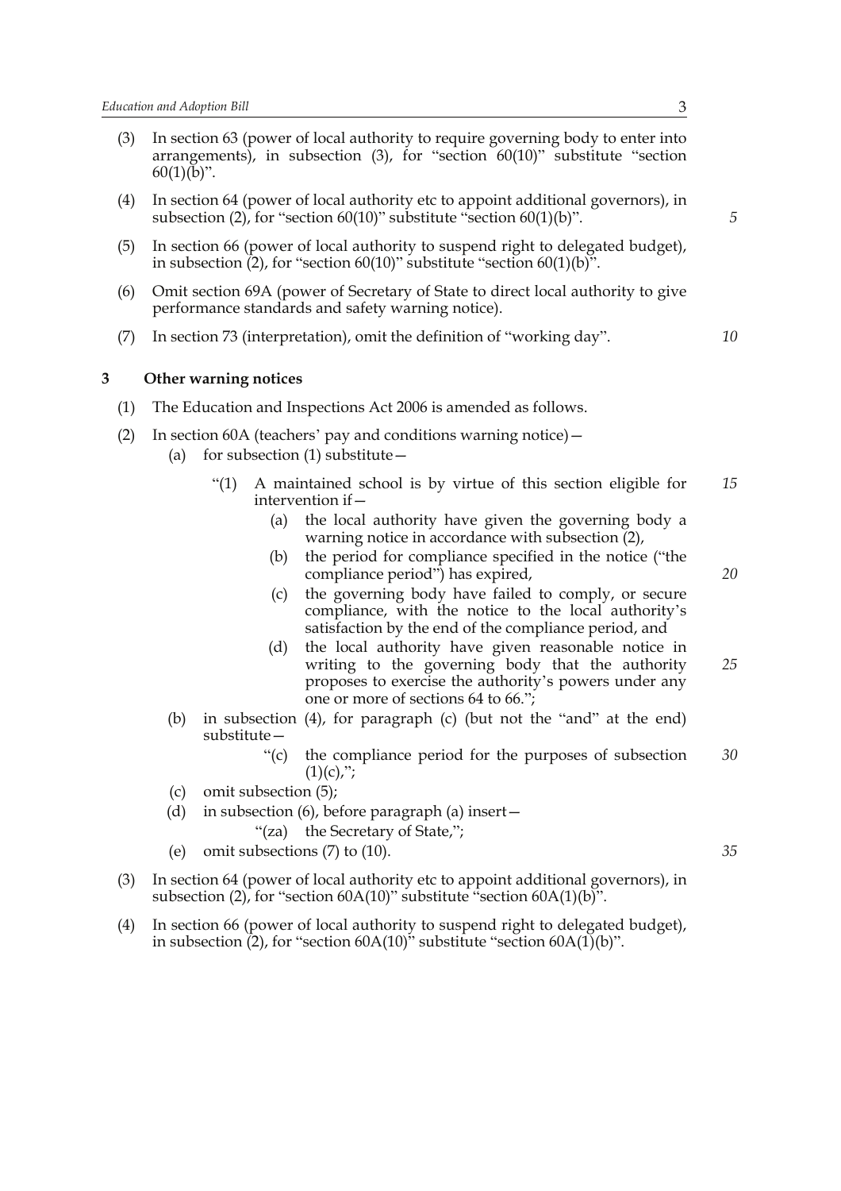(3) In section 63 (power of local authority to require governing body to enter into arrangements), in subsection (3), for "section 60(10)" substitute "section 60(1)(b)".

(4) In section 64 (power of local authority etc to appoint additional governors), in subsection (2), for "section 60(10)" substitute "section 60(1)(b)".

(5) In section 66 (power of local authority to suspend right to delegated budget), in subsection (2), for "section 60(10)" substitute "section 60(1)(b)".

(6) Omit section 69A (power of Secretary of State to direct local authority to give performance standards and safety warning notice).

(7) In section 73 (interpretation), omit the definition of "working day".

### 3 Other warning notices

(1) The Education and Inspections Act 2006 is amended as follows.

(2) In section 60A (teachers' pay and conditions warning notice)—

(a) for subsection (1) substitute—

"(1) A maintained school is by virtue of this section eligible for intervention if—

(a) the local authority have given the governing body a warning notice in accordance with subsection (2),

(b) the period for compliance specified in the notice ("the compliance period") has expired,

(c) the governing body have failed to comply, or secure compliance, with the notice to the local authority's satisfaction by the end of the compliance period, and

(d) the local authority have given reasonable notice in writing to the governing body that the authority proposes to exercise the authority's powers under any one or more of sections 64 to 66.";

(b) in subsection (4), for paragraph (c) (but not the "and" at the end) substitute—

"(c) the compliance period for the purposes of subsection (1)(c),";

(c) omit subsection (5);

(d) in subsection (6), before paragraph (a) insert—

"(za) the Secretary of State,";

(e) omit subsections (7) to (10).

(3) In section 64 (power of local authority etc to appoint additional governors), in subsection (2), for "section 60A(10)" substitute "section 60A(1)(b)".

(4) In section 66 (power of local authority to suspend right to delegated budget), in subsection (2), for "section 60A(10)" substitute "section 60A(1)(b)".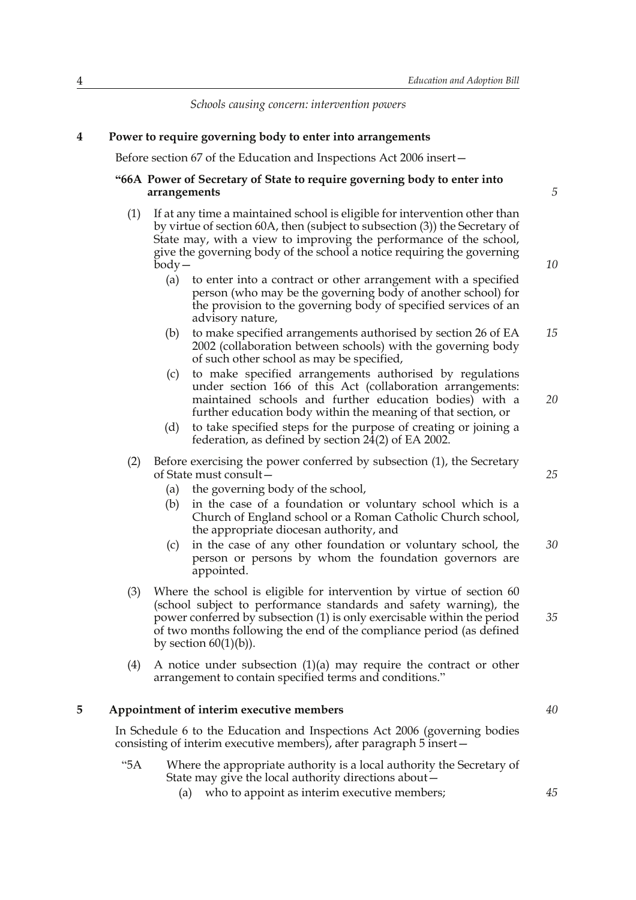*Schools causing concern: intervention powers*

**4 Power to require governing body to enter into arrangements**

Before section 67 of the Education and Inspections Act 2006 insert—

**"66A Power of Secretary of State to require governing body to enter into arrangements**

(1) If at any time a maintained school is eligible for intervention other than by virtue of section 60A, then (subject to subsection (3)) the Secretary of State may, with a view to improving the performance of the school, give the governing body of the school a notice requiring the governing body—

(a) to enter into a contract or other arrangement with a specified person (who may be the governing body of another school) for the provision to the governing body of specified services of an advisory nature,

(b) to make specified arrangements authorised by section 26 of EA 2002 (collaboration between schools) with the governing body of such other school as may be specified,

(c) to make specified arrangements authorised by regulations under section 166 of this Act (collaboration arrangements: maintained schools and further education bodies) with a further education body within the meaning of that section, or

(d) to take specified steps for the purpose of creating or joining a federation, as defined by section 24(2) of EA 2002.

(2) Before exercising the power conferred by subsection (1), the Secretary of State must consult—

(a) the governing body of the school,

(b) in the case of a foundation or voluntary school which is a Church of England school or a Roman Catholic Church school, the appropriate diocesan authority, and

(c) in the case of any other foundation or voluntary school, the person or persons by whom the foundation governors are appointed.

(3) Where the school is eligible for intervention by virtue of section 60 (school subject to performance standards and safety warning), the power conferred by subsection (1) is only exercisable within the period of two months following the end of the compliance period (as defined by section 60(1)(b)).

(4) A notice under subsection (1)(a) may require the contract or other arrangement to contain specified terms and conditions."

**5 Appointment of interim executive members**

In Schedule 6 to the Education and Inspections Act 2006 (governing bodies consisting of interim executive members), after paragraph 5 insert—

"5A Where the appropriate authority is a local authority the Secretary of State may give the local authority directions about—

(a) who to appoint as interim executive members;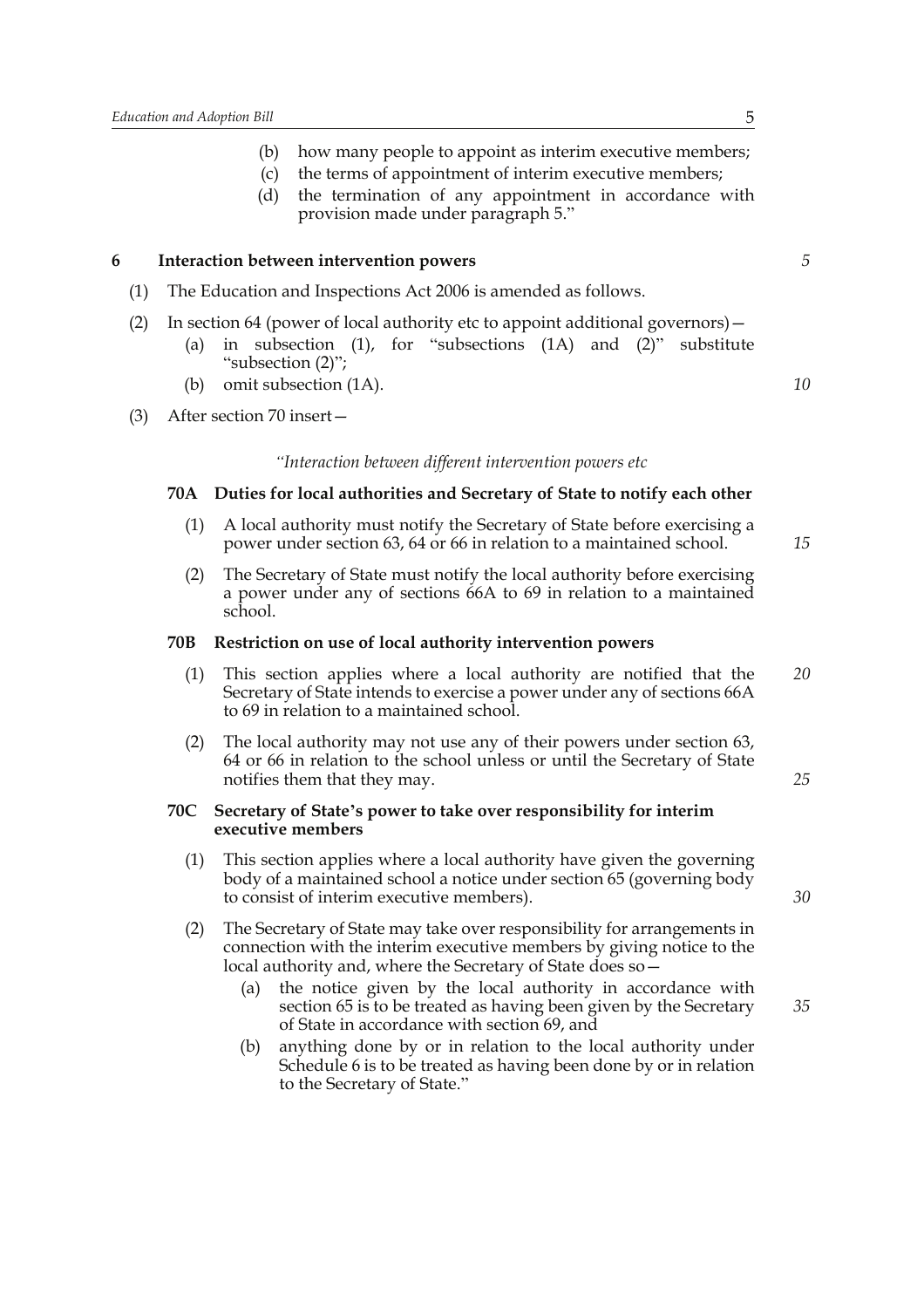(b) how many people to appoint as interim executive members;

(c) the terms of appointment of interim executive members;

(d) the termination of any appointment in accordance with provision made under paragraph 5."

## 6 Interaction between intervention powers

(1) The Education and Inspections Act 2006 is amended as follows.

(2) In section 64 (power of local authority etc to appoint additional governors)—

(a) in subsection (1), for "subsections (1A) and (2)" substitute "subsection (2)";

(b) omit subsection (1A).

(3) After section 70 insert—

*"Interaction between different intervention powers etc*

### 70A Duties for local authorities and Secretary of State to notify each other

(1) A local authority must notify the Secretary of State before exercising a power under section 63, 64 or 66 in relation to a maintained school.

(2) The Secretary of State must notify the local authority before exercising a power under any of sections 66A to 69 in relation to a maintained school.

### 70B Restriction on use of local authority intervention powers

(1) This section applies where a local authority are notified that the Secretary of State intends to exercise a power under any of sections 66A to 69 in relation to a maintained school.

(2) The local authority may not use any of their powers under section 63, 64 or 66 in relation to the school unless or until the Secretary of State notifies them that they may.

### 70C Secretary of State's power to take over responsibility for interim executive members

(1) This section applies where a local authority have given the governing body of a maintained school a notice under section 65 (governing body to consist of interim executive members).

(2) The Secretary of State may take over responsibility for arrangements in connection with the interim executive members by giving notice to the local authority and, where the Secretary of State does so—

(a) the notice given by the local authority in accordance with section 65 is to be treated as having been given by the Secretary of State in accordance with section 69, and

(b) anything done by or in relation to the local authority under Schedule 6 is to be treated as having been done by or in relation to the Secretary of State."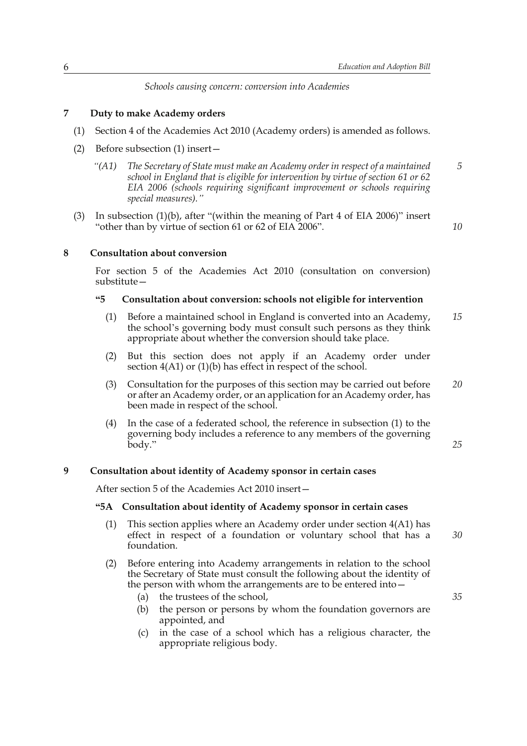*Schools causing concern: conversion into Academies*

## 7 Duty to make Academy orders

(1) Section 4 of the Academies Act 2010 (Academy orders) is amended as follows.

(2) Before subsection (1) insert—

> *"(A1) The Secretary of State must make an Academy order in respect of a maintained school in England that is eligible for intervention by virtue of section 61 or 62 EIA 2006 (schools requiring significant improvement or schools requiring special measures)."*

(3) In subsection (1)(b), after "(within the meaning of Part 4 of EIA 2006)" insert "other than by virtue of section 61 or 62 of EIA 2006".

## 8 Consultation about conversion

For section 5 of the Academies Act 2010 (consultation on conversion) substitute—

> **"5 Consultation about conversion: schools not eligible for intervention**
>
> (1) Before a maintained school in England is converted into an Academy, the school's governing body must consult such persons as they think appropriate about whether the conversion should take place.
>
> (2) But this section does not apply if an Academy order under section 4(A1) or (1)(b) has effect in respect of the school.
>
> (3) Consultation for the purposes of this section may be carried out before or after an Academy order, or an application for an Academy order, has been made in respect of the school.
>
> (4) In the case of a federated school, the reference in subsection (1) to the governing body includes a reference to any members of the governing body."

## 9 Consultation about identity of Academy sponsor in certain cases

After section 5 of the Academies Act 2010 insert—

> **"5A Consultation about identity of Academy sponsor in certain cases**
>
> (1) This section applies where an Academy order under section 4(A1) has effect in respect of a foundation or voluntary school that has a foundation.
>
> (2) Before entering into Academy arrangements in relation to the school the Secretary of State must consult the following about the identity of the person with whom the arrangements are to be entered into—
>
> (a) the trustees of the school,
>
> (b) the person or persons by whom the foundation governors are appointed, and
>
> (c) in the case of a school which has a religious character, the appropriate religious body.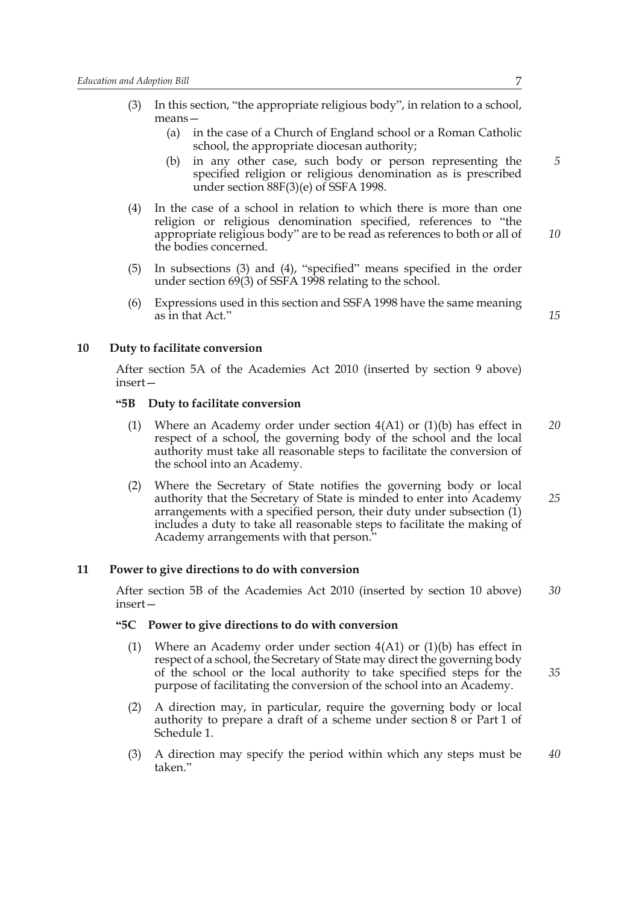(3) In this section, "the appropriate religious body", in relation to a school, means—

  (a) in the case of a Church of England school or a Roman Catholic school, the appropriate diocesan authority;

  (b) in any other case, such body or person representing the specified religion or religious denomination as is prescribed under section 88F(3)(e) of SSFA 1998.

(4) In the case of a school in relation to which there is more than one religion or religious denomination specified, references to "the appropriate religious body" are to be read as references to both or all of the bodies concerned.

(5) In subsections (3) and (4), "specified" means specified in the order under section 69(3) of SSFA 1998 relating to the school.

(6) Expressions used in this section and SSFA 1998 have the same meaning as in that Act."

## 10 Duty to facilitate conversion

After section 5A of the Academies Act 2010 (inserted by section 9 above) insert—

### "5B Duty to facilitate conversion

(1) Where an Academy order under section 4(A1) or (1)(b) has effect in respect of a school, the governing body of the school and the local authority must take all reasonable steps to facilitate the conversion of the school into an Academy.

(2) Where the Secretary of State notifies the governing body or local authority that the Secretary of State is minded to enter into Academy arrangements with a specified person, their duty under subsection (1) includes a duty to take all reasonable steps to facilitate the making of Academy arrangements with that person."

## 11 Power to give directions to do with conversion

After section 5B of the Academies Act 2010 (inserted by section 10 above) insert—

### "5C Power to give directions to do with conversion

(1) Where an Academy order under section 4(A1) or (1)(b) has effect in respect of a school, the Secretary of State may direct the governing body of the school or the local authority to take specified steps for the purpose of facilitating the conversion of the school into an Academy.

(2) A direction may, in particular, require the governing body or local authority to prepare a draft of a scheme under section 8 or Part 1 of Schedule 1.

(3) A direction may specify the period within which any steps must be taken."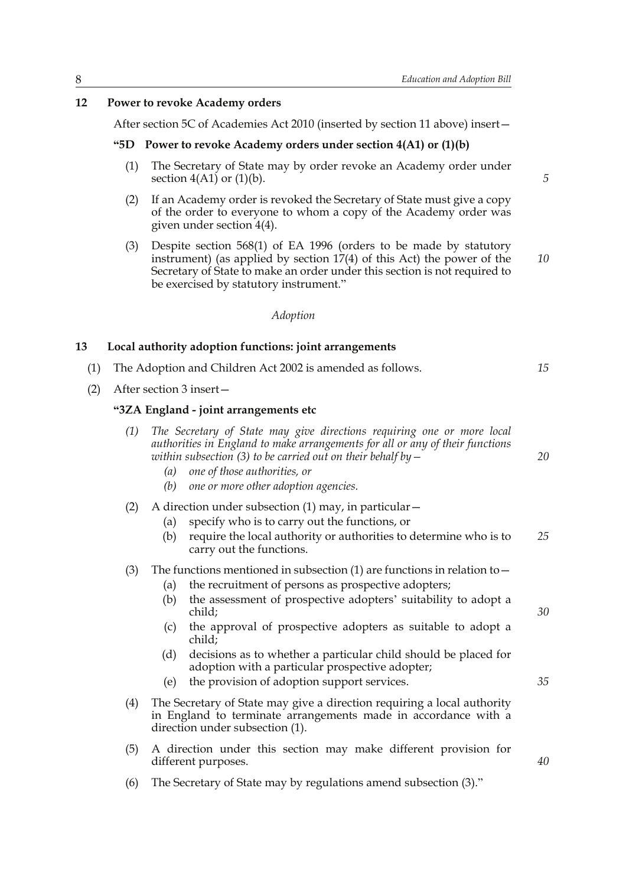**12 Power to revoke Academy orders**

After section 5C of Academies Act 2010 (inserted by section 11 above) insert—

**"5D Power to revoke Academy orders under section 4(A1) or (1)(b)**

(1) The Secretary of State may by order revoke an Academy order under section 4(A1) or (1)(b).

(2) If an Academy order is revoked the Secretary of State must give a copy of the order to everyone to whom a copy of the Academy order was given under section 4(4).

(3) Despite section 568(1) of EA 1996 (orders to be made by statutory instrument) (as applied by section 17(4) of this Act) the power of the Secretary of State to make an order under this section is not required to be exercised by statutory instrument."

*Adoption*

**13 Local authority adoption functions: joint arrangements**

(1) The Adoption and Children Act 2002 is amended as follows.

(2) After section 3 insert—

**"3ZA England - joint arrangements etc**

*(1) The Secretary of State may give directions requiring one or more local authorities in England to make arrangements for all or any of their functions within subsection (3) to be carried out on their behalf by—*

*(a) one of those authorities, or*

*(b) one or more other adoption agencies.*

(2) A direction under subsection (1) may, in particular—

(a) specify who is to carry out the functions, or

(b) require the local authority or authorities to determine who is to carry out the functions.

(3) The functions mentioned in subsection (1) are functions in relation to—

(a) the recruitment of persons as prospective adopters;

(b) the assessment of prospective adopters' suitability to adopt a child;

(c) the approval of prospective adopters as suitable to adopt a child;

(d) decisions as to whether a particular child should be placed for adoption with a particular prospective adopter;

(e) the provision of adoption support services.

(4) The Secretary of State may give a direction requiring a local authority in England to terminate arrangements made in accordance with a direction under subsection (1).

(5) A direction under this section may make different provision for different purposes.

(6) The Secretary of State may by regulations amend subsection (3)."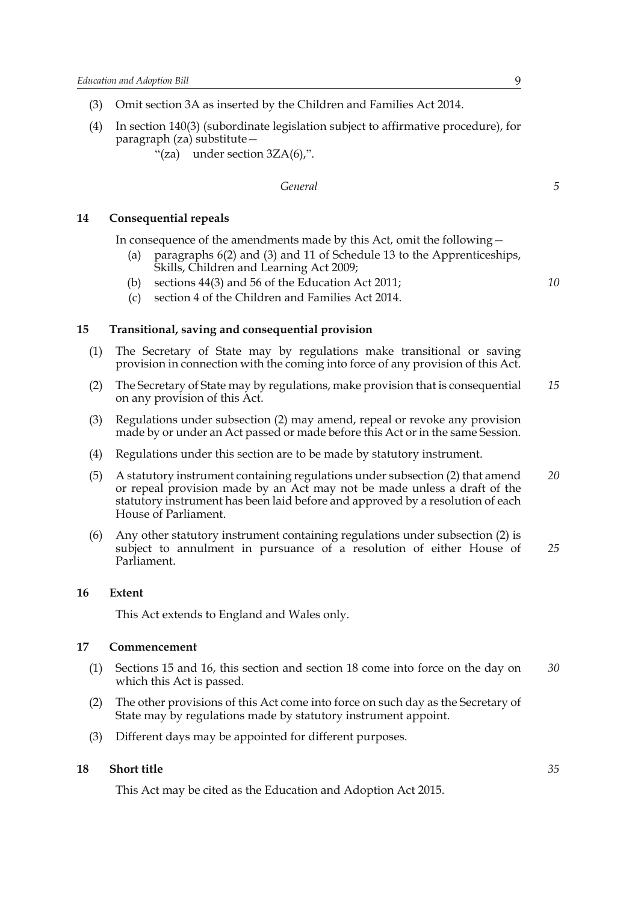(3) Omit section 3A as inserted by the Children and Families Act 2014.

(4) In section 140(3) (subordinate legislation subject to affirmative procedure), for paragraph (za) substitute—

"(za) under section 3ZA(6),".

*General*

## 14 Consequential repeals

In consequence of the amendments made by this Act, omit the following—

(a) paragraphs 6(2) and (3) and 11 of Schedule 13 to the Apprenticeships, Skills, Children and Learning Act 2009;

(b) sections 44(3) and 56 of the Education Act 2011;

(c) section 4 of the Children and Families Act 2014.

## 15 Transitional, saving and consequential provision

(1) The Secretary of State may by regulations make transitional or saving provision in connection with the coming into force of any provision of this Act.

(2) The Secretary of State may by regulations, make provision that is consequential on any provision of this Act.

(3) Regulations under subsection (2) may amend, repeal or revoke any provision made by or under an Act passed or made before this Act or in the same Session.

(4) Regulations under this section are to be made by statutory instrument.

(5) A statutory instrument containing regulations under subsection (2) that amend or repeal provision made by an Act may not be made unless a draft of the statutory instrument has been laid before and approved by a resolution of each House of Parliament.

(6) Any other statutory instrument containing regulations under subsection (2) is subject to annulment in pursuance of a resolution of either House of Parliament.

## 16 Extent

This Act extends to England and Wales only.

## 17 Commencement

(1) Sections 15 and 16, this section and section 18 come into force on the day on which this Act is passed.

(2) The other provisions of this Act come into force on such day as the Secretary of State may by regulations made by statutory instrument appoint.

(3) Different days may be appointed for different purposes.

## 18 Short title

This Act may be cited as the Education and Adoption Act 2015.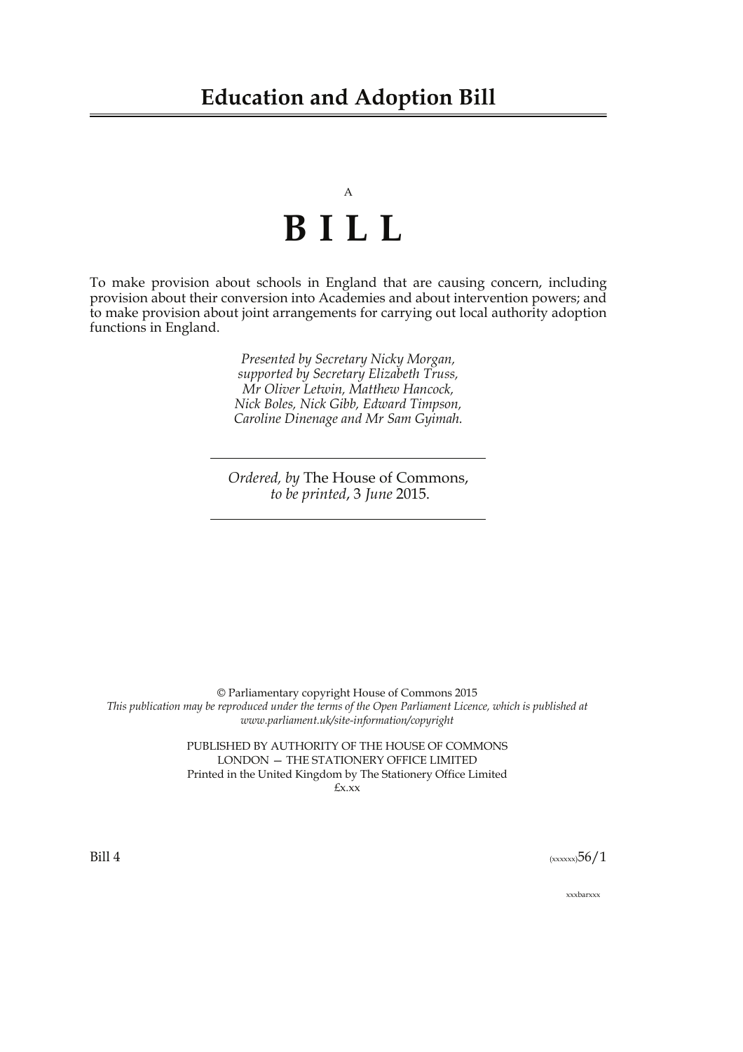# Education and Adoption Bill

A

# B I L L

To make provision about schools in England that are causing concern, including provision about their conversion into Academies and about intervention powers; and to make provision about joint arrangements for carrying out local authority adoption functions in England.

*Presented by Secretary Nicky Morgan, supported by Secretary Elizabeth Truss, Mr Oliver Letwin, Matthew Hancock, Nick Boles, Nick Gibb, Edward Timpson, Caroline Dinenage and Mr Sam Gyimah.*

*Ordered, by* The House of Commons, *to be printed*, 3 *June* 2015.

© Parliamentary copyright House of Commons 2015
*This publication may be reproduced under the terms of the Open Parliament Licence, which is published at www.parliament.uk/site-information/copyright*

PUBLISHED BY AUTHORITY OF THE HOUSE OF COMMONS
LONDON — THE STATIONERY OFFICE LIMITED
Printed in the United Kingdom by The Stationery Office Limited
£x.xx

Bill 4 (xxxxxx)56/1

xxxbarxxx